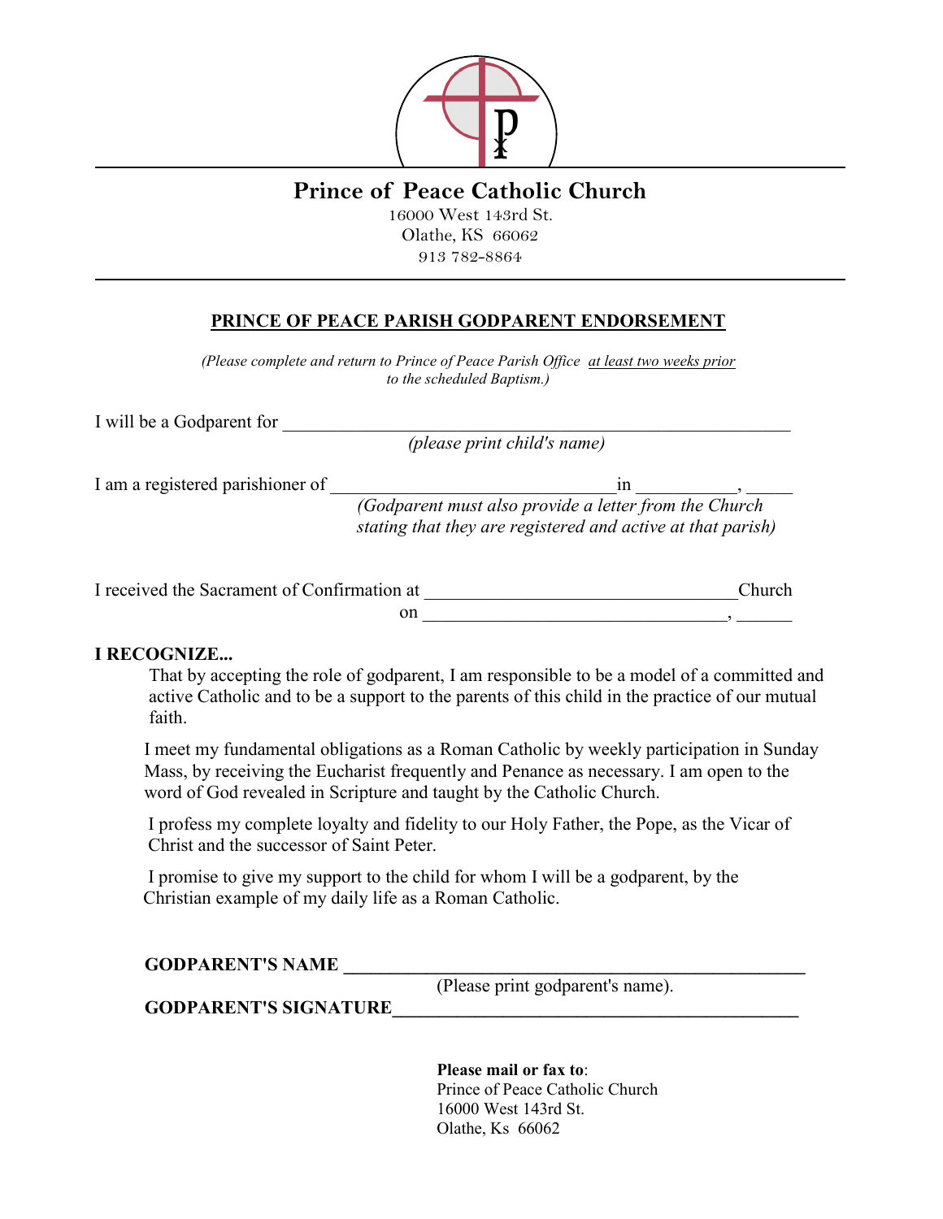# Prince of Peace Catholic Church

16000 West 143rd St.
Olathe, KS 66062
913 782-8864

---

## PRINCE OF PEACE PARISH GODPARENT ENDORSEMENT

*(Please complete and return to Prince of Peace Parish Office at least two weeks prior to the scheduled Baptism.)*

I will be a Godparent for ____________________________________________
*(please print child's name)*

I am a registered parishioner of ______________________________in __________, _____
*(Godparent must also provide a letter from the Church stating that they are registered and active at that parish)*

I received the Sacrament of Confirmation at ________________________________Church
on ________________________________, ______

**I RECOGNIZE...**

That by accepting the role of godparent, I am responsible to be a model of a committed and active Catholic and to be a support to the parents of this child in the practice of our mutual faith.

I meet my fundamental obligations as a Roman Catholic by weekly participation in Sunday Mass, by receiving the Eucharist frequently and Penance as necessary. I am open to the word of God revealed in Scripture and taught by the Catholic Church.

I profess my complete loyalty and fidelity to our Holy Father, the Pope, as the Vicar of Christ and the successor of Saint Peter.

I promise to give my support to the child for whom I will be a godparent, by the Christian example of my daily life as a Roman Catholic.

**GODPARENT'S NAME** ____________________________________________
(Please print godparent's name).

**GODPARENT'S SIGNATURE**__________________________________________

**Please mail or fax to**:
Prince of Peace Catholic Church
16000 West 143rd St.
Olathe, Ks 66062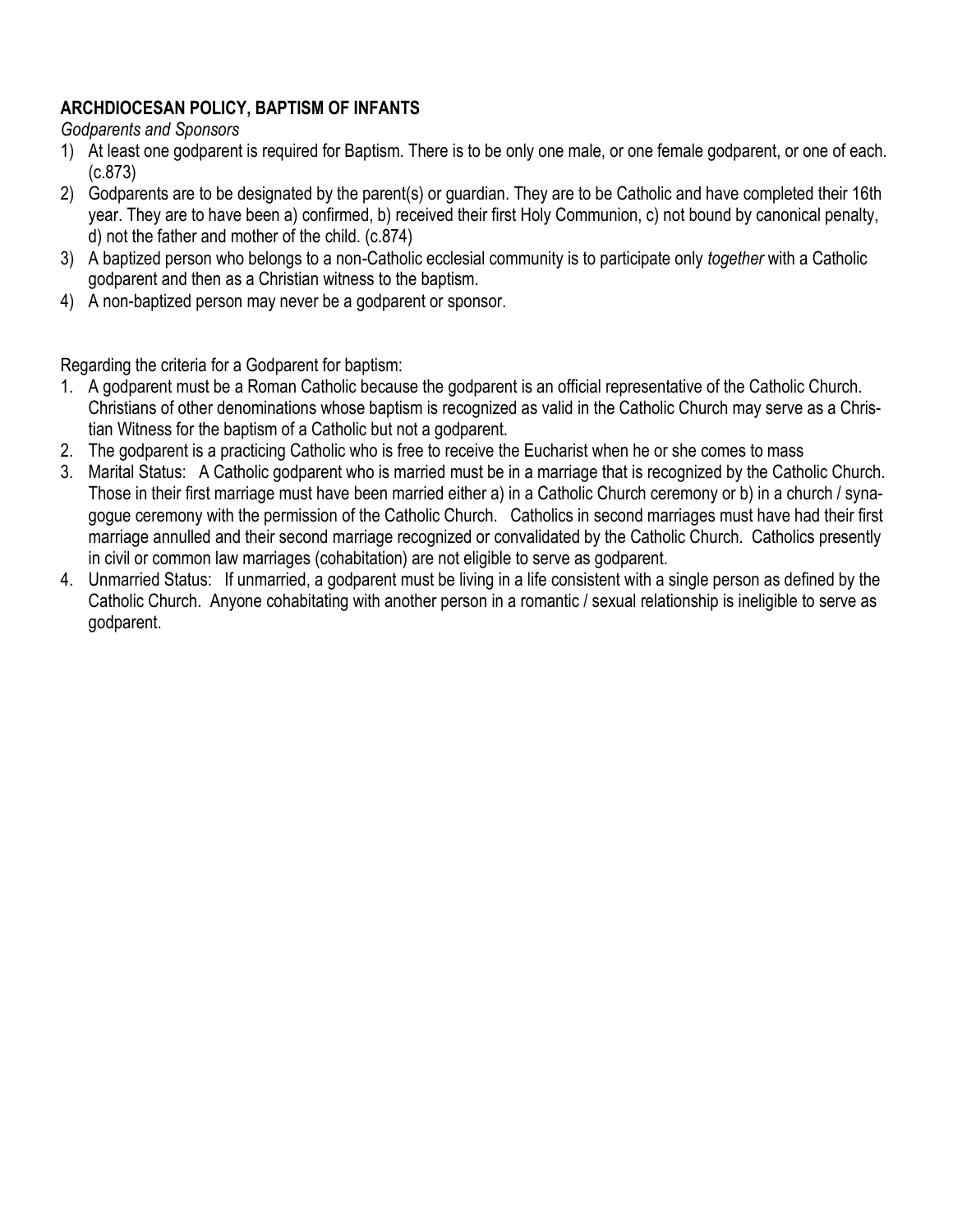**ARCHDIOCESAN POLICY, BAPTISM OF INFANTS**

*Godparents and Sponsors*

1) At least one godparent is required for Baptism. There is to be only one male, or one female godparent, or one of each. (c.873)
2) Godparents are to be designated by the parent(s) or guardian. They are to be Catholic and have completed their 16th year. They are to have been a) confirmed, b) received their first Holy Communion, c) not bound by canonical penalty, d) not the father and mother of the child. (c.874)
3) A baptized person who belongs to a non-Catholic ecclesial community is to participate only *together* with a Catholic godparent and then as a Christian witness to the baptism.
4) A non-baptized person may never be a godparent or sponsor.

Regarding the criteria for a Godparent for baptism:

1. A godparent must be a Roman Catholic because the godparent is an official representative of the Catholic Church. Christians of other denominations whose baptism is recognized as valid in the Catholic Church may serve as a Christian Witness for the baptism of a Catholic but not a godparent.
2. The godparent is a practicing Catholic who is free to receive the Eucharist when he or she comes to mass
3. Marital Status: A Catholic godparent who is married must be in a marriage that is recognized by the Catholic Church. Those in their first marriage must have been married either a) in a Catholic Church ceremony or b) in a church / synagogue ceremony with the permission of the Catholic Church. Catholics in second marriages must have had their first marriage annulled and their second marriage recognized or convalidated by the Catholic Church. Catholics presently in civil or common law marriages (cohabitation) are not eligible to serve as godparent.
4. Unmarried Status: If unmarried, a godparent must be living in a life consistent with a single person as defined by the Catholic Church. Anyone cohabitating with another person in a romantic / sexual relationship is ineligible to serve as godparent.